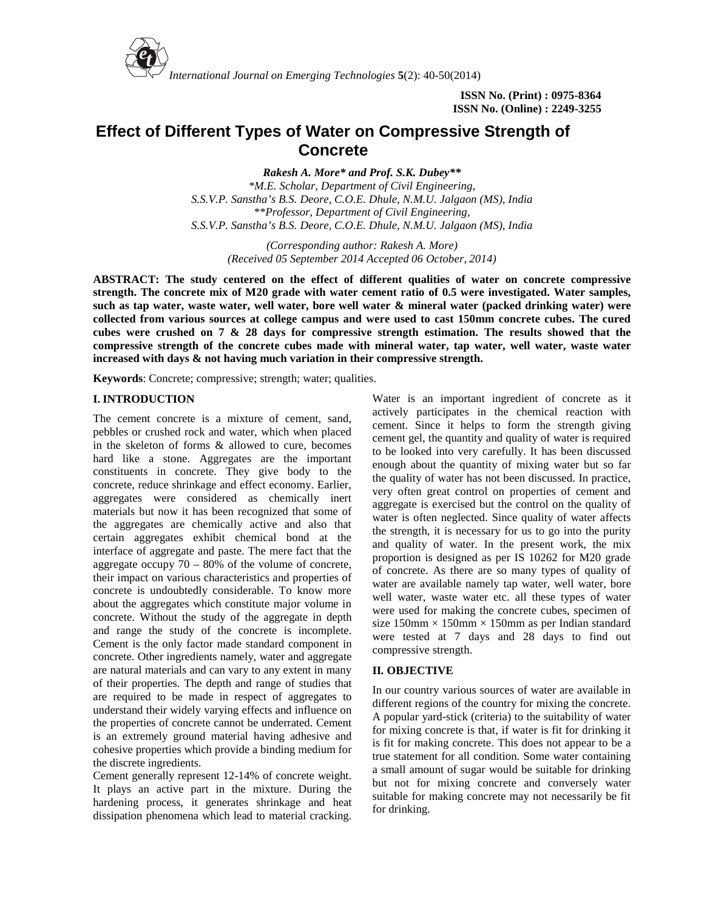ISSN No. (Print) : 0975-8364
ISSN No. (Online) : 2249-3255

# Effect of Different Types of Water on Compressive Strength of Concrete

***Rakesh A. More\* and Prof. S.K. Dubey\*\****

*\*M.E. Scholar, Department of Civil Engineering, S.S.V.P. Sanstha's B.S. Deore, C.O.E. Dhule, N.M.U. Jalgaon (MS), India*
*\*\*Professor, Department of Civil Engineering, S.S.V.P. Sanstha's B.S. Deore, C.O.E. Dhule, N.M.U. Jalgaon (MS), India*

*(Corresponding author: Rakesh A. More)*
*(Received 05 September 2014 Accepted 06 October, 2014)*

**ABSTRACT: The study centered on the effect of different qualities of water on concrete compressive strength. The concrete mix of M20 grade with water cement ratio of 0.5 were investigated. Water samples, such as tap water, waste water, well water, bore well water & mineral water (packed drinking water) were collected from various sources at college campus and were used to cast 150mm concrete cubes. The cured cubes were crushed on 7 & 28 days for compressive strength estimation. The results showed that the compressive strength of the concrete cubes made with mineral water, tap water, well water, waste water increased with days & not having much variation in their compressive strength.**

**Keywords**: Concrete; compressive; strength; water; qualities.

## I. INTRODUCTION

The cement concrete is a mixture of cement, sand, pebbles or crushed rock and water, which when placed in the skeleton of forms & allowed to cure, becomes hard like a stone. Aggregates are the important constituents in concrete. They give body to the concrete, reduce shrinkage and effect economy. Earlier, aggregates were considered as chemically inert materials but now it has been recognized that some of the aggregates are chemically active and also that certain aggregates exhibit chemical bond at the interface of aggregate and paste. The mere fact that the aggregate occupy 70 – 80% of the volume of concrete, their impact on various characteristics and properties of concrete is undoubtedly considerable. To know more about the aggregates which constitute major volume in concrete. Without the study of the aggregate in depth and range the study of the concrete is incomplete. Cement is the only factor made standard component in concrete. Other ingredients namely, water and aggregate are natural materials and can vary to any extent in many of their properties. The depth and range of studies that are required to be made in respect of aggregates to understand their widely varying effects and influence on the properties of concrete cannot be underrated. Cement is an extremely ground material having adhesive and cohesive properties which provide a binding medium for the discrete ingredients.

Cement generally represent 12-14% of concrete weight. It plays an active part in the mixture. During the hardening process, it generates shrinkage and heat dissipation phenomena which lead to material cracking.

Water is an important ingredient of concrete as it actively participates in the chemical reaction with cement. Since it helps to form the strength giving cement gel, the quantity and quality of water is required to be looked into very carefully. It has been discussed enough about the quantity of mixing water but so far the quality of water has not been discussed. In practice, very often great control on properties of cement and aggregate is exercised but the control on the quality of water is often neglected. Since quality of water affects the strength, it is necessary for us to go into the purity and quality of water. In the present work, the mix proportion is designed as per IS 10262 for M20 grade of concrete. As there are so many types of quality of water are available namely tap water, well water, bore well water, waste water etc. all these types of water were used for making the concrete cubes, specimen of size 150mm × 150mm × 150mm as per Indian standard were tested at 7 days and 28 days to find out compressive strength.

## II. OBJECTIVE

In our country various sources of water are available in different regions of the country for mixing the concrete. A popular yard-stick (criteria) to the suitability of water for mixing concrete is that, if water is fit for drinking it is fit for making concrete. This does not appear to be a true statement for all condition. Some water containing a small amount of sugar would be suitable for drinking but not for mixing concrete and conversely water suitable for making concrete may not necessarily be fit for drinking.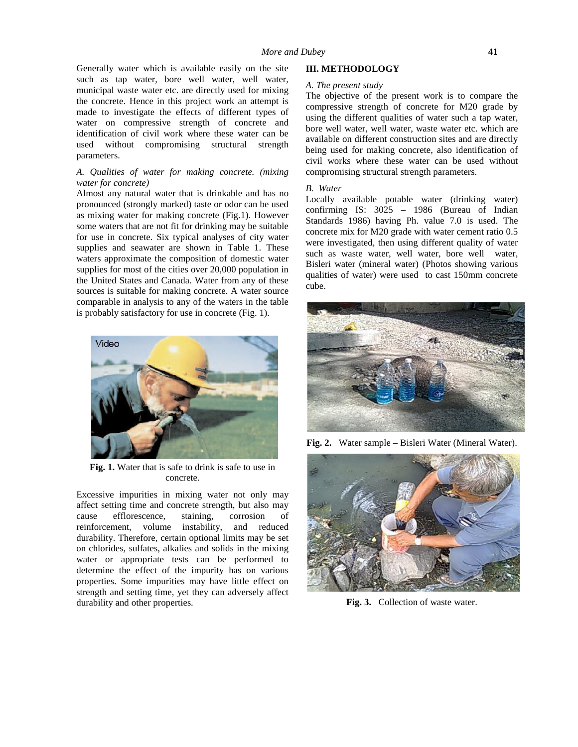Generally water which is available easily on the site such as tap water, bore well water, well water, municipal waste water etc. are directly used for mixing the concrete. Hence in this project work an attempt is made to investigate the effects of different types of water on compressive strength of concrete and identification of civil work where these water can be used without compromising structural strength parameters.

*A. Qualities of water for making concrete. (mixing water for concrete)*

Almost any natural water that is drinkable and has no pronounced (strongly marked) taste or odor can be used as mixing water for making concrete (Fig.1). However some waters that are not fit for drinking may be suitable for use in concrete. Six typical analyses of city water supplies and seawater are shown in Table 1. These waters approximate the composition of domestic water supplies for most of the cities over 20,000 population in the United States and Canada. Water from any of these sources is suitable for making concrete. A water source comparable in analysis to any of the waters in the table is probably satisfactory for use in concrete (Fig. 1).

**Fig. 1.** Water that is safe to drink is safe to use in concrete.

Excessive impurities in mixing water not only may affect setting time and concrete strength, but also may cause efflorescence, staining, corrosion of reinforcement, volume instability, and reduced durability. Therefore, certain optional limits may be set on chlorides, sulfates, alkalies and solids in the mixing water or appropriate tests can be performed to determine the effect of the impurity has on various properties. Some impurities may have little effect on strength and setting time, yet they can adversely affect durability and other properties.

## III. METHODOLOGY

*A. The present study*

The objective of the present work is to compare the compressive strength of concrete for M20 grade by using the different qualities of water such a tap water, bore well water, well water, waste water etc. which are available on different construction sites and are directly being used for making concrete, also identification of civil works where these water can be used without compromising structural strength parameters.

*B. Water*

Locally available potable water (drinking water) confirming IS: 3025 – 1986 (Bureau of Indian Standards 1986) having Ph. value 7.0 is used. The concrete mix for M20 grade with water cement ratio 0.5 were investigated, then using different quality of water such as waste water, well water, bore well water, Bisleri water (mineral water) (Photos showing various qualities of water) were used to cast 150mm concrete cube.

**Fig. 2.** Water sample – Bisleri Water (Mineral Water).

**Fig. 3.** Collection of waste water.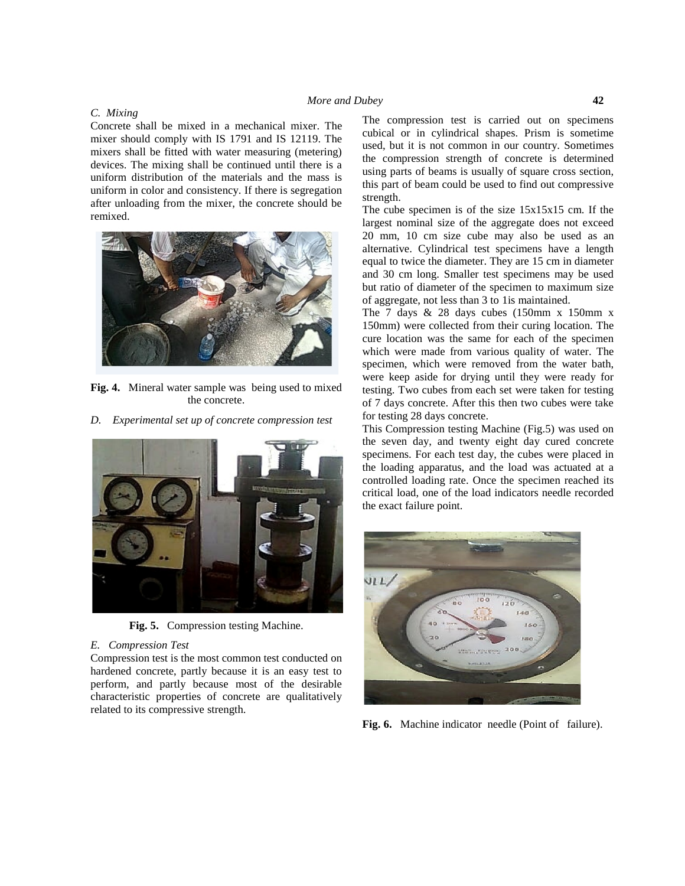### C. Mixing

Concrete shall be mixed in a mechanical mixer. The mixer should comply with IS 1791 and IS 12119. The mixers shall be fitted with water measuring (metering) devices. The mixing shall be continued until there is a uniform distribution of the materials and the mass is uniform in color and consistency. If there is segregation after unloading from the mixer, the concrete should be remixed.

**Fig. 4.** Mineral water sample was being used to mixed the concrete.

### D. Experimental set up of concrete compression test

**Fig. 5.** Compression testing Machine.

### E. Compression Test

Compression test is the most common test conducted on hardened concrete, partly because it is an easy test to perform, and partly because most of the desirable characteristic properties of concrete are qualitatively related to its compressive strength.

The compression test is carried out on specimens cubical or in cylindrical shapes. Prism is sometime used, but it is not common in our country. Sometimes the compression strength of concrete is determined using parts of beams is usually of square cross section, this part of beam could be used to find out compressive strength.

The cube specimen is of the size 15x15x15 cm. If the largest nominal size of the aggregate does not exceed 20 mm, 10 cm size cube may also be used as an alternative. Cylindrical test specimens have a length equal to twice the diameter. They are 15 cm in diameter and 30 cm long. Smaller test specimens may be used but ratio of diameter of the specimen to maximum size of aggregate, not less than 3 to 1is maintained.

The 7 days & 28 days cubes (150mm x 150mm x 150mm) were collected from their curing location. The cure location was the same for each of the specimen which were made from various quality of water. The specimen, which were removed from the water bath, were keep aside for drying until they were ready for testing. Two cubes from each set were taken for testing of 7 days concrete. After this then two cubes were take for testing 28 days concrete.

This Compression testing Machine (Fig.5) was used on the seven day, and twenty eight day cured concrete specimens. For each test day, the cubes were placed in the loading apparatus, and the load was actuated at a controlled loading rate. Once the specimen reached its critical load, one of the load indicators needle recorded the exact failure point.

**Fig. 6.** Machine indicator needle (Point of failure).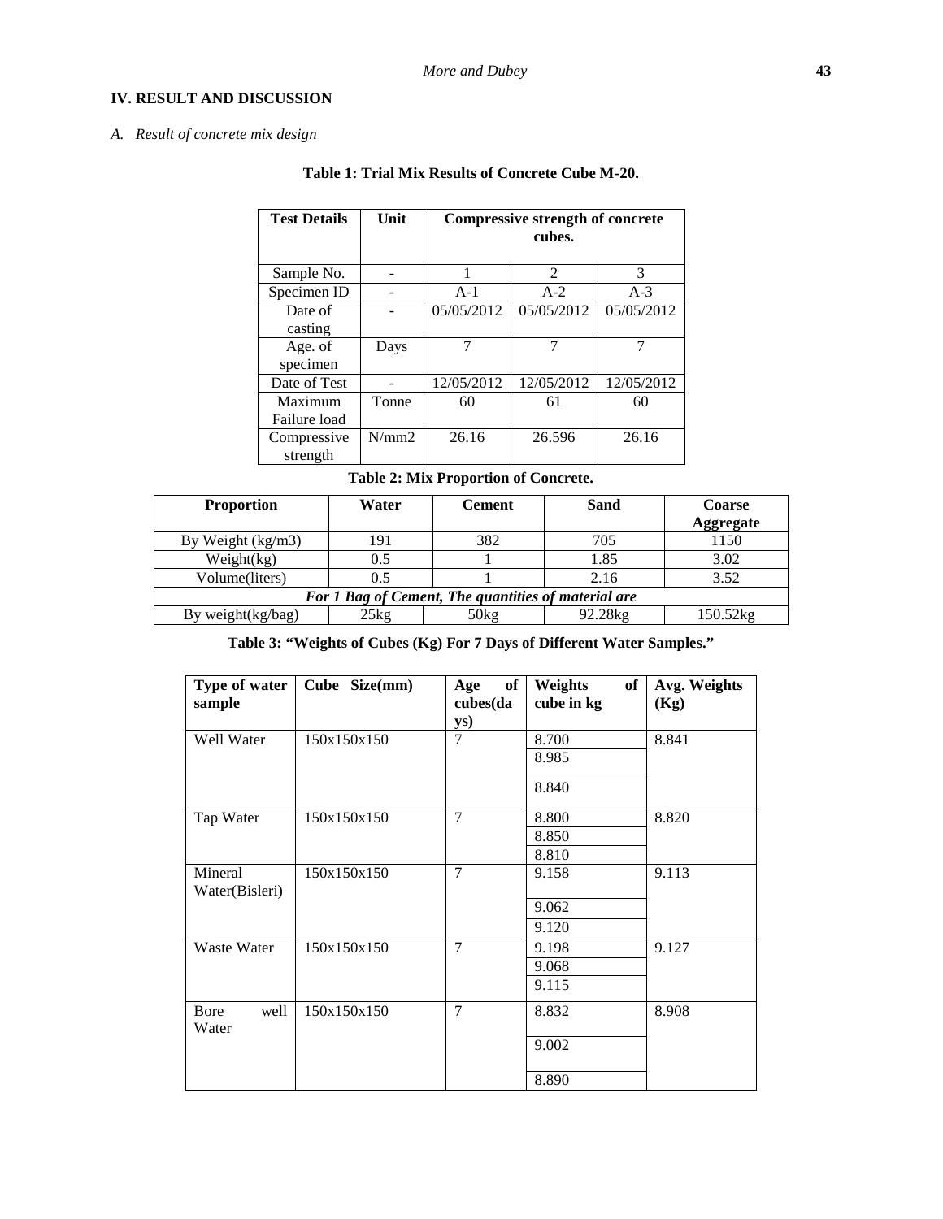## IV. RESULT AND DISCUSSION

*A. Result of concrete mix design*

**Table 1: Trial Mix Results of Concrete Cube M-20.**

| Test Details | Unit | Compressive strength of concrete cubes. | | |
|---|---|---|---|---|
| Sample No. | - | 1 | 2 | 3 |
| Specimen ID | - | A-1 | A-2 | A-3 |
| Date of casting | - | 05/05/2012 | 05/05/2012 | 05/05/2012 |
| Age. of specimen | Days | 7 | 7 | 7 |
| Date of Test | - | 12/05/2012 | 12/05/2012 | 12/05/2012 |
| Maximum Failure load | Tonne | 60 | 61 | 60 |
| Compressive strength | N/mm2 | 26.16 | 26.596 | 26.16 |

**Table 2: Mix Proportion of Concrete.**

| Proportion | Water | Cement | Sand | Coarse Aggregate |
|---|---|---|---|---|
| By Weight (kg/m3) | 191 | 382 | 705 | 1150 |
| Weight(kg) | 0.5 | 1 | 1.85 | 3.02 |
| Volume(liters) | 0.5 | 1 | 2.16 | 3.52 |
| *For 1 Bag of Cement, The quantities of material are* | | | | |
| By weight(kg/bag) | 25kg | 50kg | 92.28kg | 150.52kg |

**Table 3: "Weights of Cubes (Kg) For 7 Days of Different Water Samples."**

| Type of water sample | Cube Size(mm) | Age of cubes(days) | Weights of cube in kg | Avg. Weights (Kg) |
|---|---|---|---|---|
| Well Water | 150x150x150 | 7 | 8.700 | 8.841 |
| | | | 8.985 | |
| | | | 8.840 | |
| Tap Water | 150x150x150 | 7 | 8.800 | 8.820 |
| | | | 8.850 | |
| | | | 8.810 | |
| Mineral Water(Bisleri) | 150x150x150 | 7 | 9.158 | 9.113 |
| | | | 9.062 | |
| | | | 9.120 | |
| Waste Water | 150x150x150 | 7 | 9.198 | 9.127 |
| | | | 9.068 | |
| | | | 9.115 | |
| Bore well Water | 150x150x150 | 7 | 8.832 | 8.908 |
| | | | 9.002 | |
| | | | 8.890 | |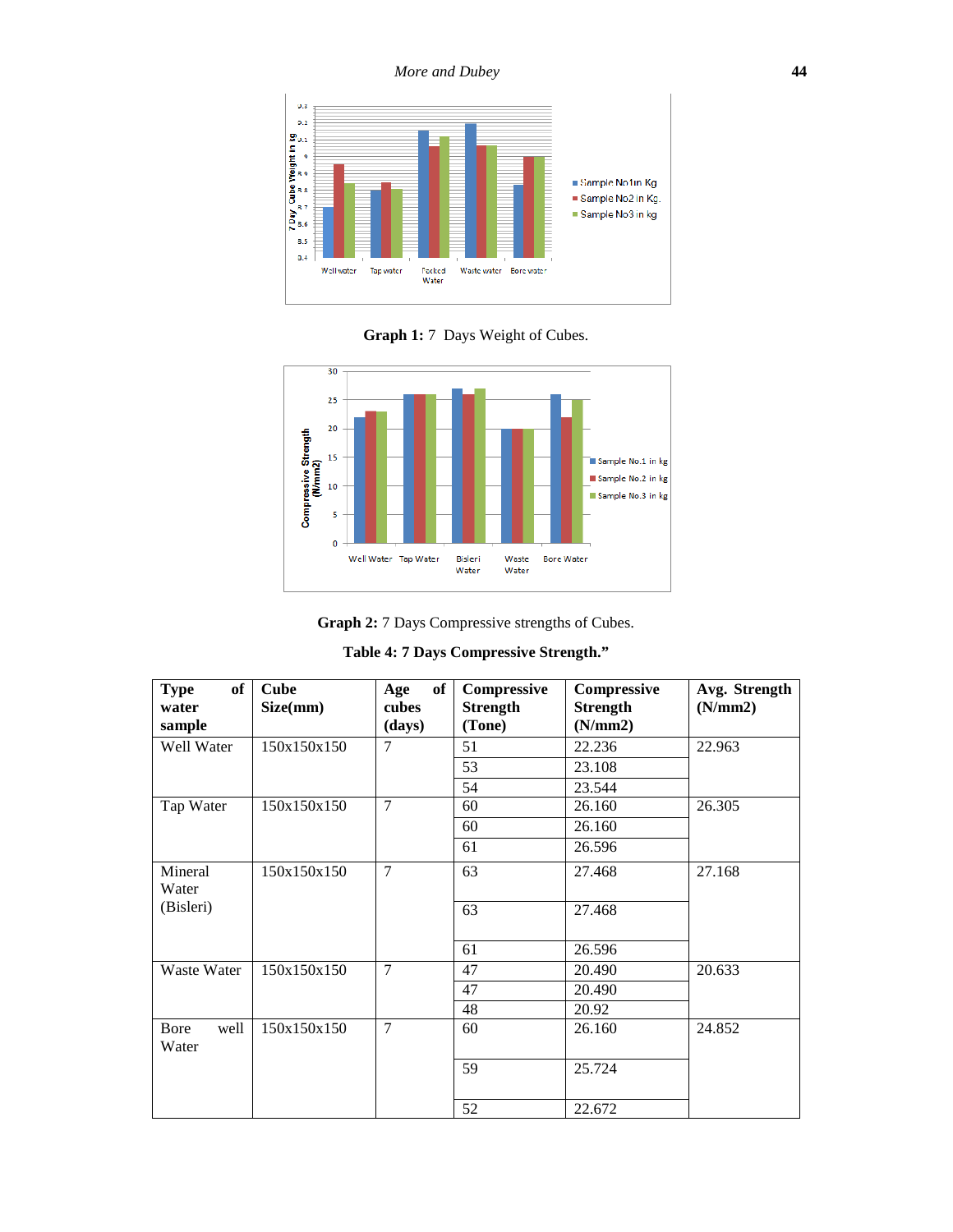**Graph 1:** 7 Days Weight of Cubes.

**Graph 2:** 7 Days Compressive strengths of Cubes.

**Table 4: 7 Days Compressive Strength."**

| Type of water sample | Cube Size(mm) | Age of cubes (days) | Compressive Strength (Tone) | Compressive Strength (N/mm2) | Avg. Strength (N/mm2) |
|---|---|---|---|---|---|
| Well Water | 150x150x150 | 7 | 51 | 22.236 | 22.963 |
| | | | 53 | 23.108 | |
| | | | 54 | 23.544 | |
| Tap Water | 150x150x150 | 7 | 60 | 26.160 | 26.305 |
| | | | 60 | 26.160 | |
| | | | 61 | 26.596 | |
| Mineral Water (Bisleri) | 150x150x150 | 7 | 63 | 27.468 | 27.168 |
| | | | 63 | 27.468 | |
| | | | 61 | 26.596 | |
| Waste Water | 150x150x150 | 7 | 47 | 20.490 | 20.633 |
| | | | 47 | 20.490 | |
| | | | 48 | 20.92 | |
| Bore well Water | 150x150x150 | 7 | 60 | 26.160 | 24.852 |
| | | | 59 | 25.724 | |
| | | | 52 | 22.672 | |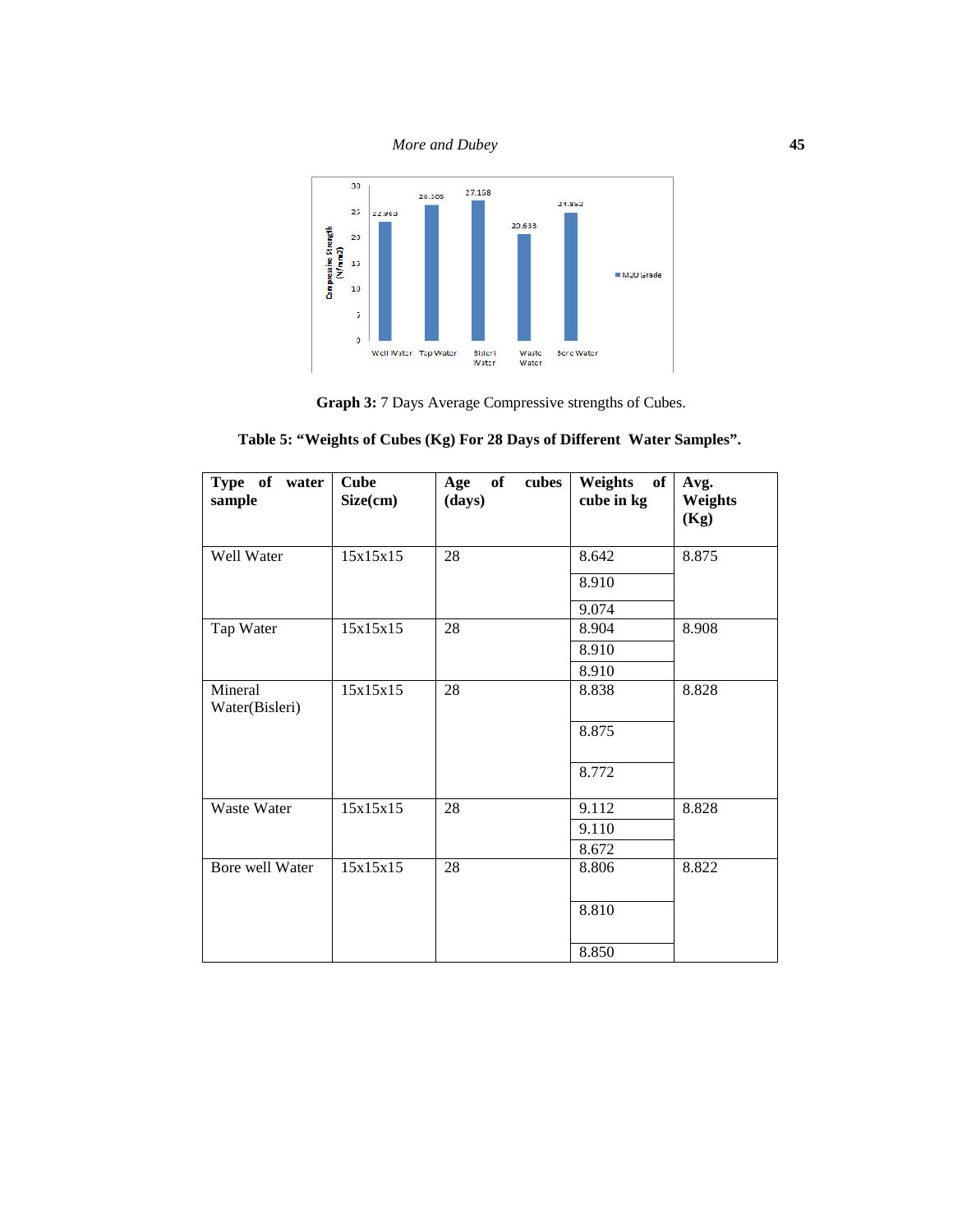**Graph 3:** 7 Days Average Compressive strengths of Cubes.

**Table 5: "Weights of Cubes (Kg) For 28 Days of Different Water Samples".**

| Type of water sample | Cube Size(cm) | Age of cubes (days) | Weights of cube in kg | Avg. Weights (Kg) |
|---|---|---|---|---|
| Well Water | 15x15x15 | 28 | 8.642 | 8.875 |
| | | | 8.910 | |
| | | | 9.074 | |
| Tap Water | 15x15x15 | 28 | 8.904 | 8.908 |
| | | | 8.910 | |
| | | | 8.910 | |
| Mineral Water(Bisleri) | 15x15x15 | 28 | 8.838 | 8.828 |
| | | | 8.875 | |
| | | | 8.772 | |
| Waste Water | 15x15x15 | 28 | 9.112 | 8.828 |
| | | | 9.110 | |
| | | | 8.672 | |
| Bore well Water | 15x15x15 | 28 | 8.806 | 8.822 |
| | | | 8.810 | |
| | | | 8.850 | |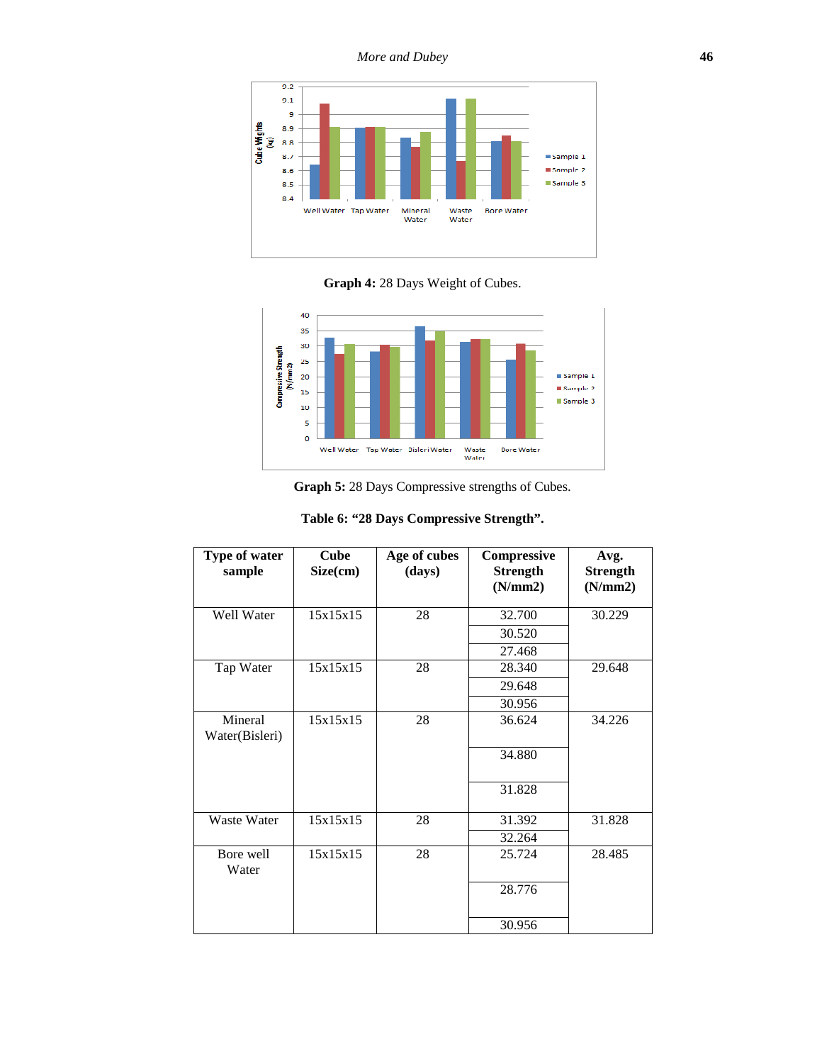Graph 4: 28 Days Weight of Cubes.

Graph 5: 28 Days Compressive strengths of Cubes.

**Table 6: "28 Days Compressive Strength".**

| Type of water sample | Cube Size(cm) | Age of cubes (days) | Compressive Strength (N/mm2) | Avg. Strength (N/mm2) |
|---|---|---|---|---|
| Well Water | 15x15x15 | 28 | 32.700 | 30.229 |
| | | | 30.520 | |
| | | | 27.468 | |
| Tap Water | 15x15x15 | 28 | 28.340 | 29.648 |
| | | | 29.648 | |
| | | | 30.956 | |
| Mineral Water(Bisleri) | 15x15x15 | 28 | 36.624 | 34.226 |
| | | | 34.880 | |
| | | | 31.828 | |
| Waste Water | 15x15x15 | 28 | 31.392 | 31.828 |
| | | | 32.264 | |
| Bore well Water | 15x15x15 | 28 | 25.724 | 28.485 |
| | | | 28.776 | |
| | | | 30.956 | |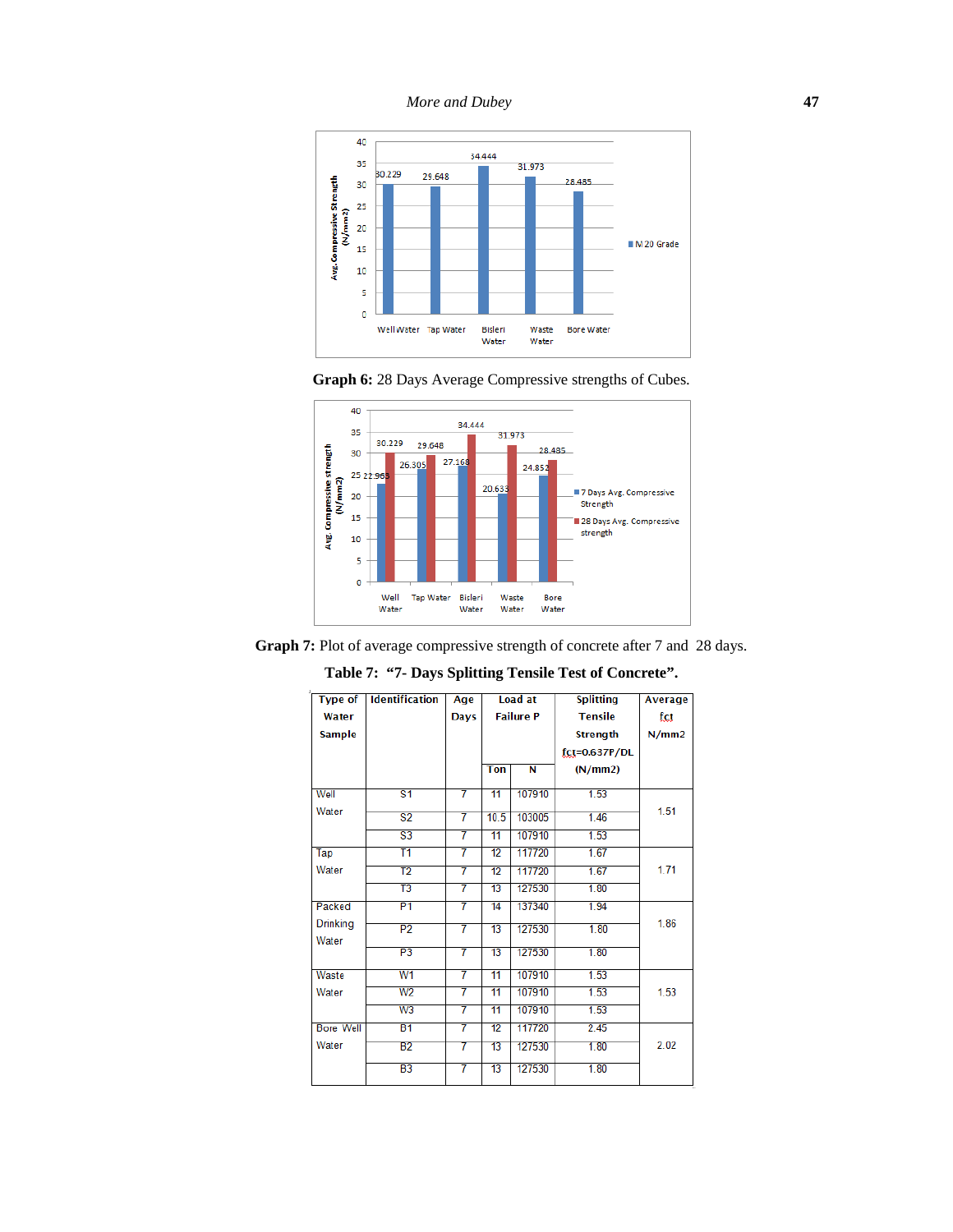**Graph 6:** 28 Days Average Compressive strengths of Cubes.

**Graph 7:** Plot of average compressive strength of concrete after 7 and 28 days.

**Table 7: "7- Days Splitting Tensile Test of Concrete".**

| Type of Water Sample | Identification | Age Days | Load at Failure P | | Splitting Tensile Strength fct=0.637P/DL (N/mm2) | Average fct N/mm2 |
|---|---|---|---|---|---|---|
| | | | Ton | N | | |
| Well Water | S1 | 7 | 11 | 107910 | 1.53 | 1.51 |
| | S2 | 7 | 10.5 | 103005 | 1.46 | |
| | S3 | 7 | 11 | 107910 | 1.53 | |
| Tap Water | T1 | 7 | 12 | 117720 | 1.67 | 1.71 |
| | T2 | 7 | 12 | 117720 | 1.67 | |
| | T3 | 7 | 13 | 127530 | 1.80 | |
| Packed Drinking Water | P1 | 7 | 14 | 137340 | 1.94 | 1.86 |
| | P2 | 7 | 13 | 127530 | 1.80 | |
| | P3 | 7 | 13 | 127530 | 1.80 | |
| Waste Water | W1 | 7 | 11 | 107910 | 1.53 | 1.53 |
| | W2 | 7 | 11 | 107910 | 1.53 | |
| | W3 | 7 | 11 | 107910 | 1.53 | |
| Bore Well Water | B1 | 7 | 12 | 117720 | 2.45 | 2.02 |
| | B2 | 7 | 13 | 127530 | 1.80 | |
| | B3 | 7 | 13 | 127530 | 1.80 | |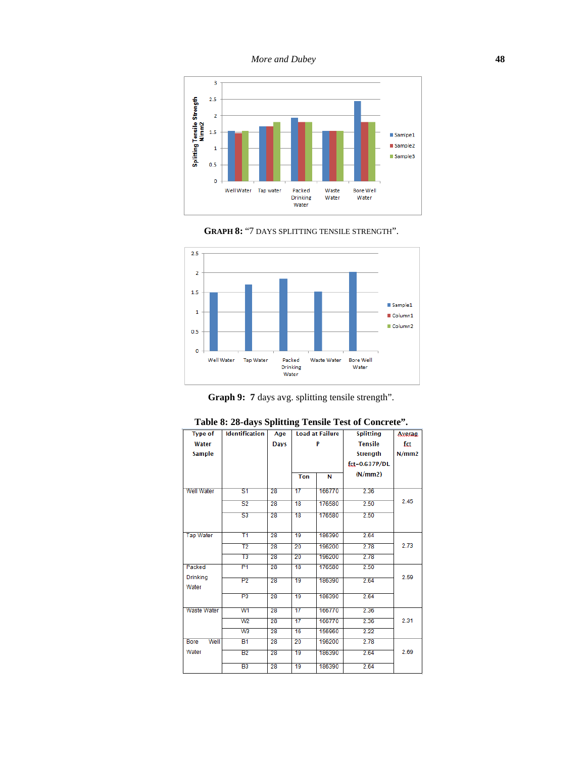**GRAPH 8:** "7 DAYS SPLITTING TENSILE STRENGTH".

**Graph 9: 7** days avg. splitting tensile strength".

**Table 8: 28-days Splitting Tensile Test of Concrete".**

| Type of Water Sample | Identification | Age Days | Load at Failure P | | Splitting Tensile Strength fct=0.637P/DL (N/mm2) | Averag fct N/mm2 |
|---|---|---|---|---|---|---|
| | | | Ton | N | | |
| Well Water | S1 | 28 | 17 | 166770 | 2.36 | 2.45 |
| | S2 | 28 | 18 | 176580 | 2.50 | |
| | S3 | 28 | 18 | 176580 | 2.50 | |
| Tap Water | T1 | 28 | 19 | 186390 | 2.64 | 2.73 |
| | T2 | 28 | 20 | 196200 | 2.78 | |
| | T3 | 28 | 20 | 196200 | 2.78 | |
| Packed Drinking Water | P1 | 28 | 18 | 176580 | 2.50 | 2.59 |
| | P2 | 28 | 19 | 186390 | 2.64 | |
| | P3 | 28 | 19 | 186390 | 2.64 | |
| Waste Water | W1 | 28 | 17 | 166770 | 2.36 | 2.31 |
| | W2 | 28 | 17 | 166770 | 2.36 | |
| | W3 | 28 | 16 | 156960 | 2.22 | |
| Bore Well Water | B1 | 28 | 20 | 196200 | 2.78 | 2.69 |
| | B2 | 28 | 19 | 186390 | 2.64 | |
| | B3 | 28 | 19 | 186390 | 2.64 | |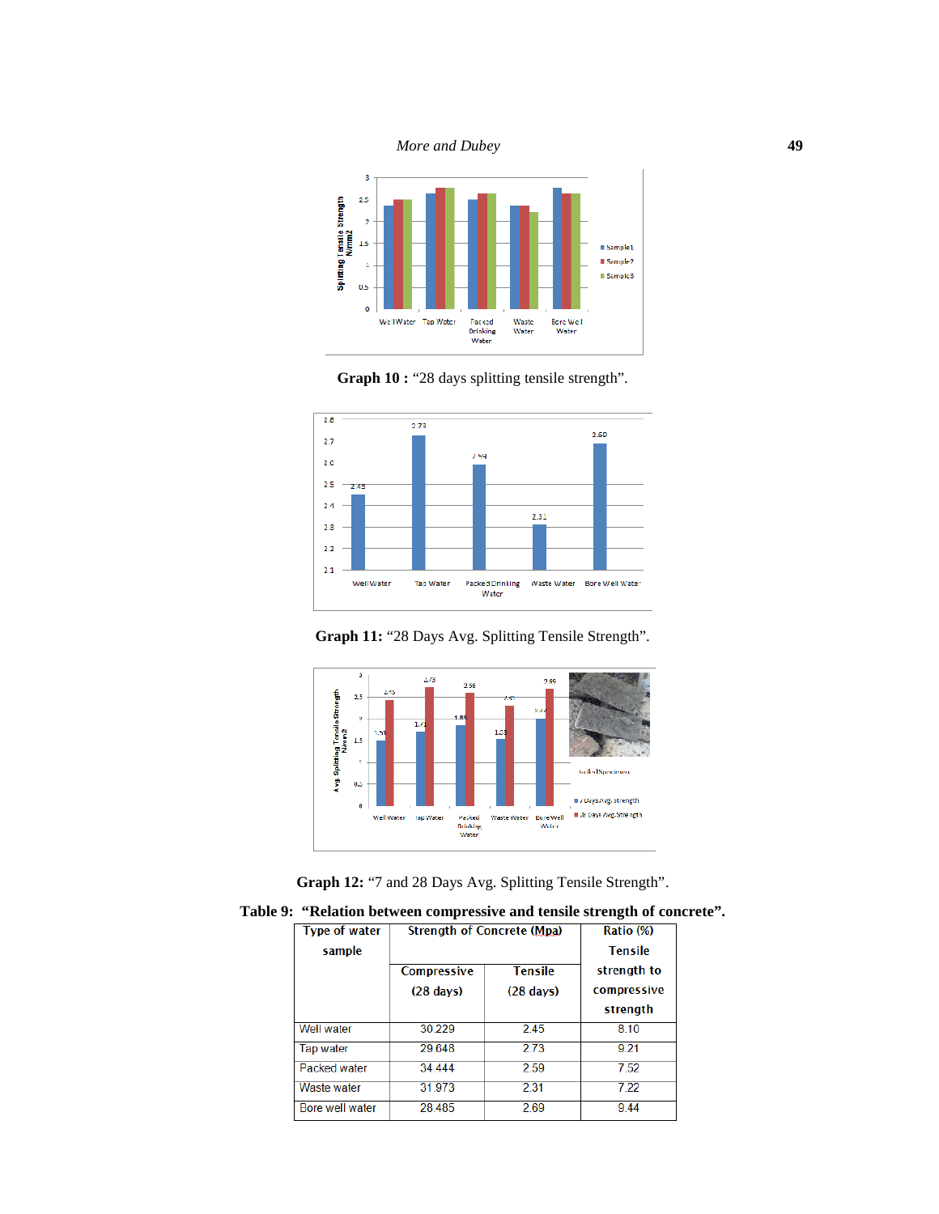**Graph 10 :** "28 days splitting tensile strength".

**Graph 11:** "28 Days Avg. Splitting Tensile Strength".

**Graph 12:** "7 and 28 Days Avg. Splitting Tensile Strength".

**Table 9: "Relation between compressive and tensile strength of concrete".**

| Type of water sample | Strength of Concrete (Mpa) | | Ratio (%) Tensile strength to compressive strength |
|---|---|---|---|
| | Compressive (28 days) | Tensile (28 days) | |
| Well water | 30.229 | 2.45 | 8.10 |
| Tap water | 29.648 | 2.73 | 9.21 |
| Packed water | 34.444 | 2.59 | 7.52 |
| Waste water | 31.973 | 2.31 | 7.22 |
| Bore well water | 28.485 | 2.69 | 9.44 |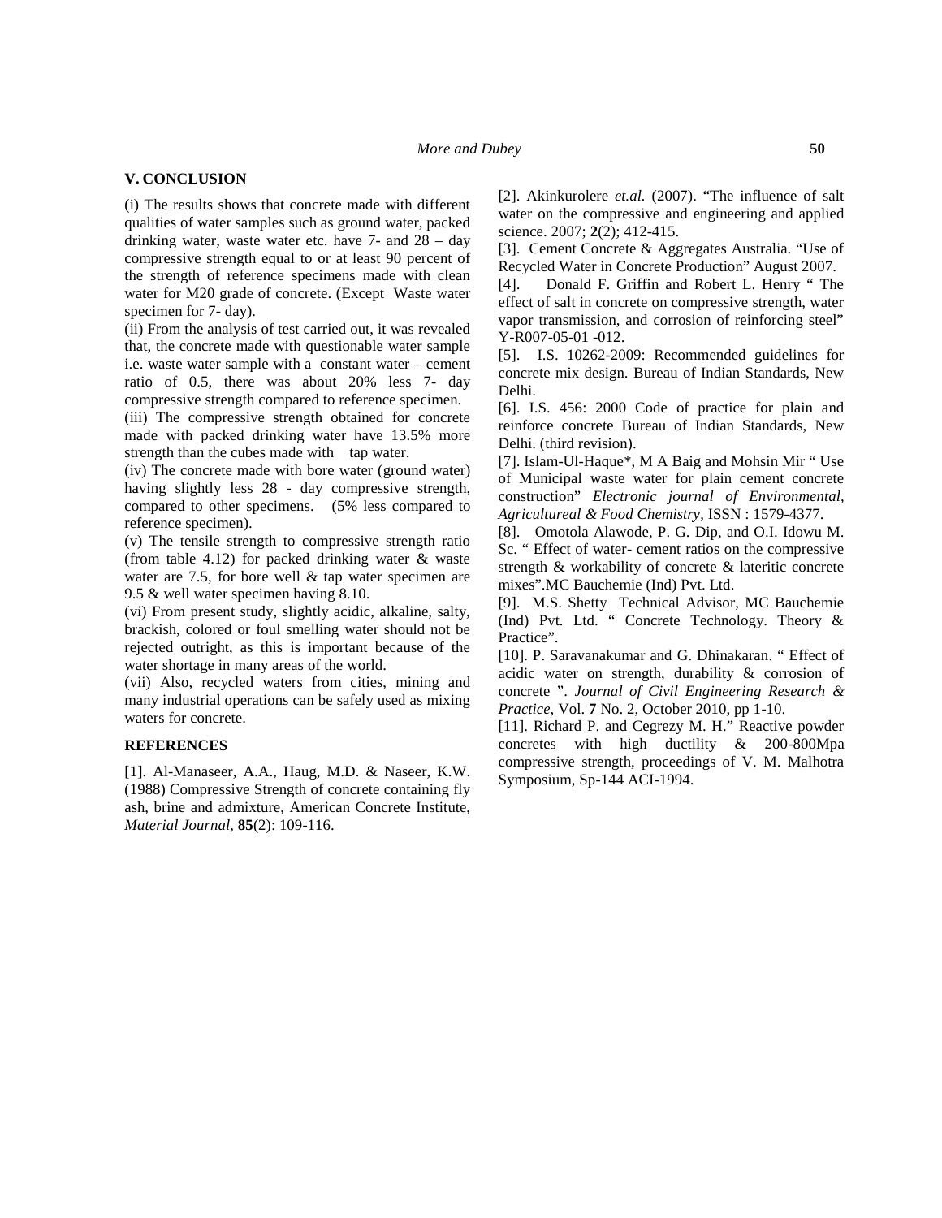## V. CONCLUSION

(i) The results shows that concrete made with different qualities of water samples such as ground water, packed drinking water, waste water etc. have 7- and 28 – day compressive strength equal to or at least 90 percent of the strength of reference specimens made with clean water for M20 grade of concrete. (Except Waste water specimen for 7- day).

(ii) From the analysis of test carried out, it was revealed that, the concrete made with questionable water sample i.e. waste water sample with a constant water – cement ratio of 0.5, there was about 20% less 7- day compressive strength compared to reference specimen.

(iii) The compressive strength obtained for concrete made with packed drinking water have 13.5% more strength than the cubes made with tap water.

(iv) The concrete made with bore water (ground water) having slightly less 28 - day compressive strength, compared to other specimens. (5% less compared to reference specimen).

(v) The tensile strength to compressive strength ratio (from table 4.12) for packed drinking water & waste water are 7.5, for bore well & tap water specimen are 9.5 & well water specimen having 8.10.

(vi) From present study, slightly acidic, alkaline, salty, brackish, colored or foul smelling water should not be rejected outright, as this is important because of the water shortage in many areas of the world.

(vii) Also, recycled waters from cities, mining and many industrial operations can be safely used as mixing waters for concrete.

## REFERENCES

[1]. Al-Manaseer, A.A., Haug, M.D. & Naseer, K.W. (1988) Compressive Strength of concrete containing fly ash, brine and admixture, American Concrete Institute, *Material Journal*, **85**(2): 109-116.

[2]. Akinkurolere *et.al.* (2007). "The influence of salt water on the compressive and engineering and applied science. 2007; **2**(2); 412-415.

[3]. Cement Concrete & Aggregates Australia. "Use of Recycled Water in Concrete Production" August 2007.

[4]. Donald F. Griffin and Robert L. Henry " The effect of salt in concrete on compressive strength, water vapor transmission, and corrosion of reinforcing steel" Y-R007-05-01 -012.

[5]. I.S. 10262-2009: Recommended guidelines for concrete mix design. Bureau of Indian Standards, New Delhi.

[6]. I.S. 456: 2000 Code of practice for plain and reinforce concrete Bureau of Indian Standards, New Delhi. (third revision).

[7]. Islam-Ul-Haque*, M A Baig and Mohsin Mir " Use of Municipal waste water for plain cement concrete construction" *Electronic journal of Environmental, Agricultureal & Food Chemistry*, ISSN : 1579-4377.

[8]. Omotola Alawode, P. G. Dip, and O.I. Idowu M. Sc. " Effect of water- cement ratios on the compressive strength & workability of concrete & lateritic concrete mixes".MC Bauchemie (Ind) Pvt. Ltd.

[9]. M.S. Shetty Technical Advisor, MC Bauchemie (Ind) Pvt. Ltd. " Concrete Technology. Theory & Practice".

[10]. P. Saravanakumar and G. Dhinakaran. " Effect of acidic water on strength, durability & corrosion of concrete ". *Journal of Civil Engineering Research & Practice*, Vol. **7** No. 2, October 2010, pp 1-10.

[11]. Richard P. and Cegrezy M. H." Reactive powder concretes with high ductility & 200-800Mpa compressive strength, proceedings of V. M. Malhotra Symposium, Sp-144 ACI-1994.